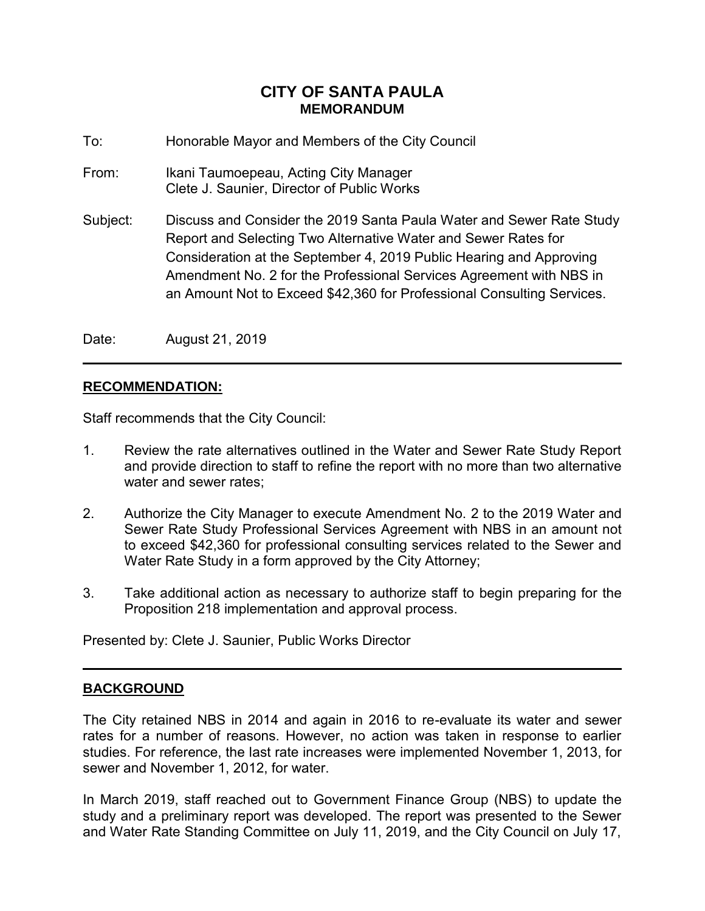# CITY OF SANTA PAULA
## MEMORANDUM

To: Honorable Mayor and Members of the City Council

From: Ikani Taumoepeau, Acting City Manager
Clete J. Saunier, Director of Public Works

Subject: Discuss and Consider the 2019 Santa Paula Water and Sewer Rate Study Report and Selecting Two Alternative Water and Sewer Rates for Consideration at the September 4, 2019 Public Hearing and Approving Amendment No. 2 for the Professional Services Agreement with NBS in an Amount Not to Exceed $42,360 for Professional Consulting Services.

Date: August 21, 2019

---

## RECOMMENDATION:

Staff recommends that the City Council:

1. Review the rate alternatives outlined in the Water and Sewer Rate Study Report and provide direction to staff to refine the report with no more than two alternative water and sewer rates;
2. Authorize the City Manager to execute Amendment No. 2 to the 2019 Water and Sewer Rate Study Professional Services Agreement with NBS in an amount not to exceed $42,360 for professional consulting services related to the Sewer and Water Rate Study in a form approved by the City Attorney;
3. Take additional action as necessary to authorize staff to begin preparing for the Proposition 218 implementation and approval process.

Presented by: Clete J. Saunier, Public Works Director

---

## BACKGROUND

The City retained NBS in 2014 and again in 2016 to re-evaluate its water and sewer rates for a number of reasons. However, no action was taken in response to earlier studies. For reference, the last rate increases were implemented November 1, 2013, for sewer and November 1, 2012, for water.

In March 2019, staff reached out to Government Finance Group (NBS) to update the study and a preliminary report was developed. The report was presented to the Sewer and Water Rate Standing Committee on July 11, 2019, and the City Council on July 17,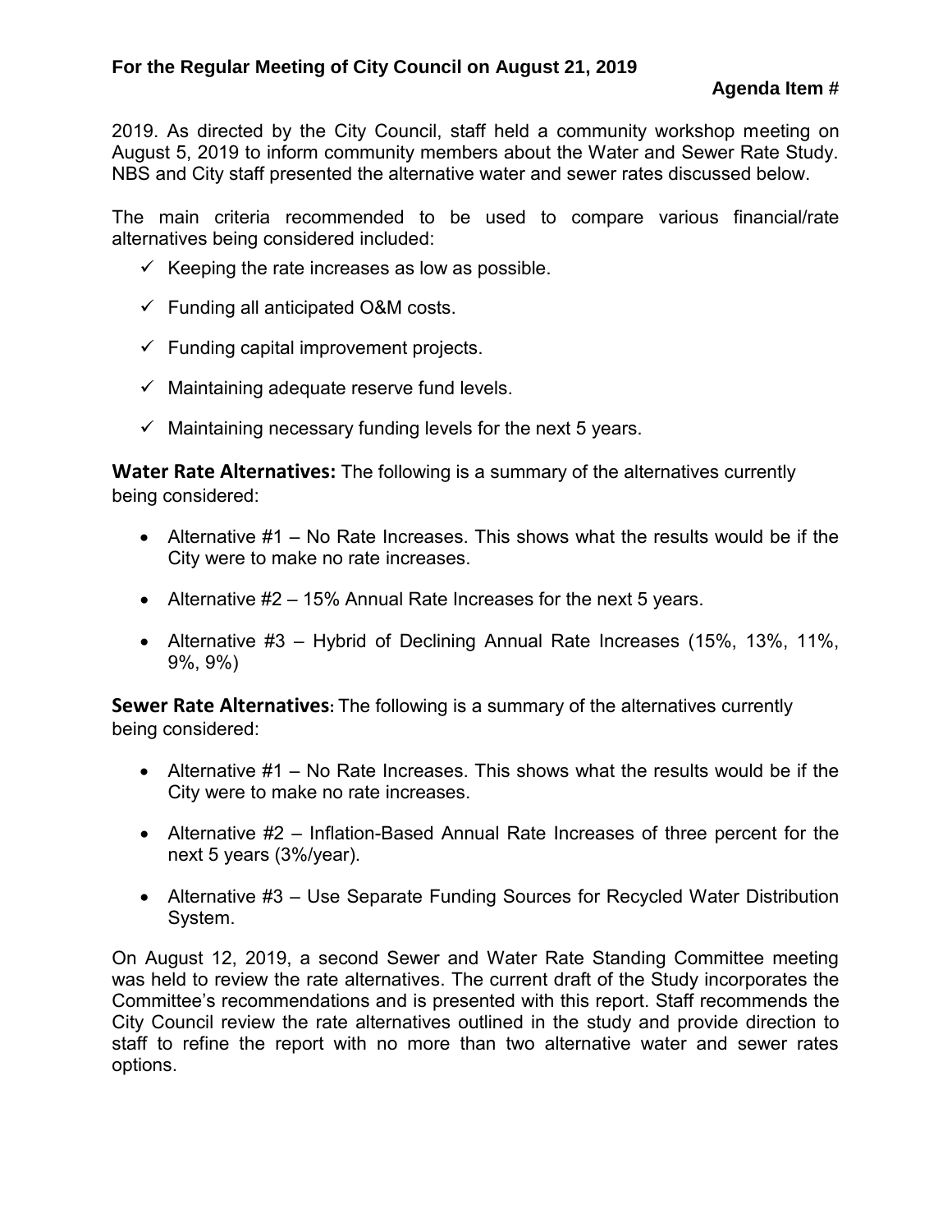2019. As directed by the City Council, staff held a community workshop meeting on August 5, 2019 to inform community members about the Water and Sewer Rate Study. NBS and City staff presented the alternative water and sewer rates discussed below.

The main criteria recommended to be used to compare various financial/rate alternatives being considered included:

- ✓ Keeping the rate increases as low as possible.
- ✓ Funding all anticipated O&M costs.
- ✓ Funding capital improvement projects.
- ✓ Maintaining adequate reserve fund levels.
- ✓ Maintaining necessary funding levels for the next 5 years.

**Water Rate Alternatives:** The following is a summary of the alternatives currently being considered:

- Alternative #1 – No Rate Increases. This shows what the results would be if the City were to make no rate increases.
- Alternative #2 – 15% Annual Rate Increases for the next 5 years.
- Alternative #3 – Hybrid of Declining Annual Rate Increases (15%, 13%, 11%, 9%, 9%)

**Sewer Rate Alternatives:** The following is a summary of the alternatives currently being considered:

- Alternative #1 – No Rate Increases. This shows what the results would be if the City were to make no rate increases.
- Alternative #2 – Inflation-Based Annual Rate Increases of three percent for the next 5 years (3%/year).
- Alternative #3 – Use Separate Funding Sources for Recycled Water Distribution System.

On August 12, 2019, a second Sewer and Water Rate Standing Committee meeting was held to review the rate alternatives. The current draft of the Study incorporates the Committee's recommendations and is presented with this report. Staff recommends the City Council review the rate alternatives outlined in the study and provide direction to staff to refine the report with no more than two alternative water and sewer rates options.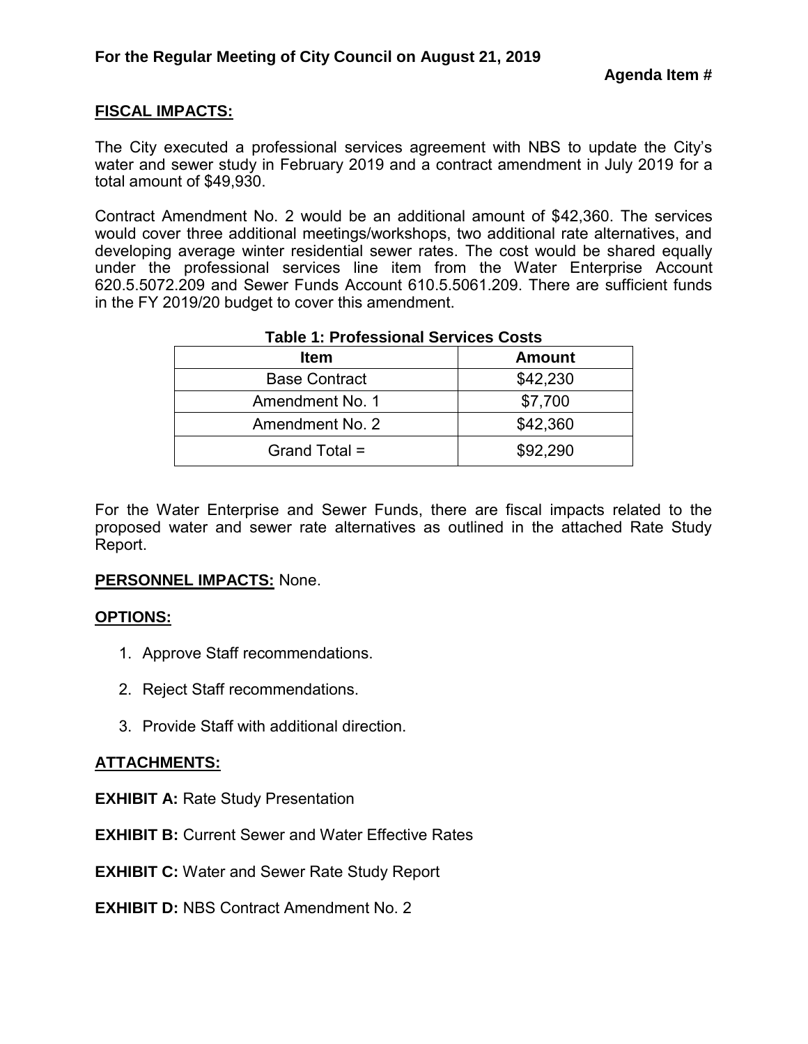**For the Regular Meeting of City Council on August 21, 2019**

**Agenda Item #**

**FISCAL IMPACTS:**

The City executed a professional services agreement with NBS to update the City's water and sewer study in February 2019 and a contract amendment in July 2019 for a total amount of $49,930.

Contract Amendment No. 2 would be an additional amount of $42,360. The services would cover three additional meetings/workshops, two additional rate alternatives, and developing average winter residential sewer rates. The cost would be shared equally under the professional services line item from the Water Enterprise Account 620.5.5072.209 and Sewer Funds Account 610.5.5061.209. There are sufficient funds in the FY 2019/20 budget to cover this amendment.

**Table 1: Professional Services Costs**

| Item | Amount |
|---|---|
| Base Contract | $42,230 |
| Amendment No. 1 | $7,700 |
| Amendment No. 2 | $42,360 |
| Grand Total = | $92,290 |

For the Water Enterprise and Sewer Funds, there are fiscal impacts related to the proposed water and sewer rate alternatives as outlined in the attached Rate Study Report.

**PERSONNEL IMPACTS:** None.

**OPTIONS:**

1. Approve Staff recommendations.
2. Reject Staff recommendations.
3. Provide Staff with additional direction.

**ATTACHMENTS:**

**EXHIBIT A:** Rate Study Presentation

**EXHIBIT B:** Current Sewer and Water Effective Rates

**EXHIBIT C:** Water and Sewer Rate Study Report

**EXHIBIT D:** NBS Contract Amendment No. 2